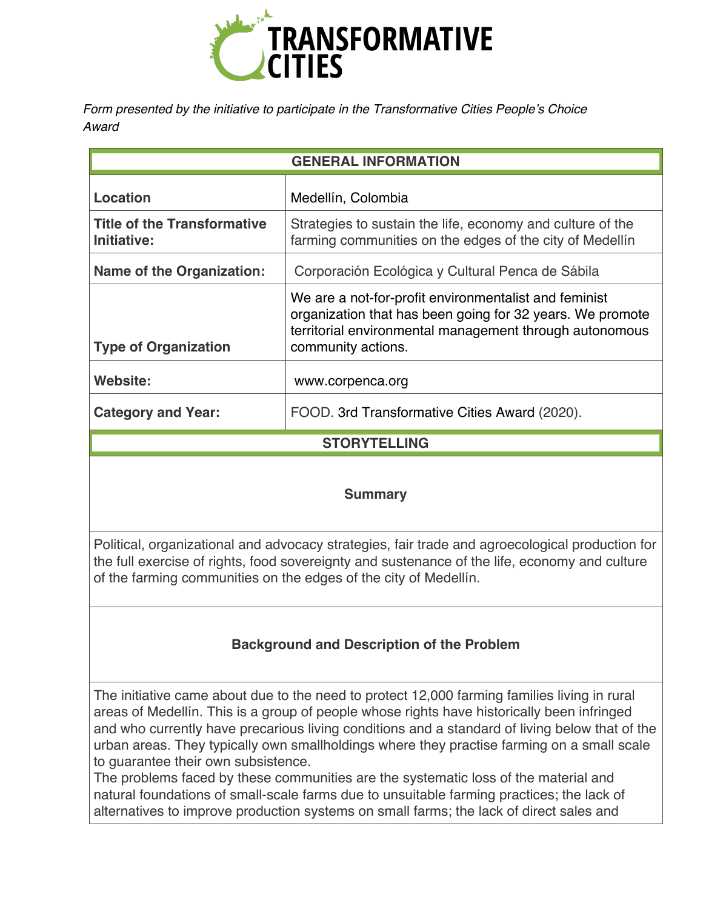*Form presented by the initiative to participate in the Transformative Cities People's Choice Award*

| GENERAL INFORMATION | |
|---|---|
| **Location** | Medellín, Colombia |
| **Title of the Transformative Initiative:** | Strategies to sustain the life, economy and culture of the farming communities on the edges of the city of Medellín |
| **Name of the Organization:** | Corporación Ecológica y Cultural Penca de Sábila |
| **Type of Organization** | We are a not-for-profit environmentalist and feminist organization that has been going for 32 years. We promote territorial environmental management through autonomous community actions. |
| **Website:** | www.corpenca.org |
| **Category and Year:** | FOOD. 3rd Transformative Cities Award (2020). |

## STORYTELLING

### Summary

Political, organizational and advocacy strategies, fair trade and agroecological production for the full exercise of rights, food sovereignty and sustenance of the life, economy and culture of the farming communities on the edges of the city of Medellín.

### Background and Description of the Problem

The initiative came about due to the need to protect 12,000 farming families living in rural areas of Medellín. This is a group of people whose rights have historically been infringed and who currently have precarious living conditions and a standard of living below that of the urban areas. They typically own smallholdings where they practise farming on a small scale to guarantee their own subsistence.

The problems faced by these communities are the systematic loss of the material and natural foundations of small-scale farms due to unsuitable farming practices; the lack of alternatives to improve production systems on small farms; the lack of direct sales and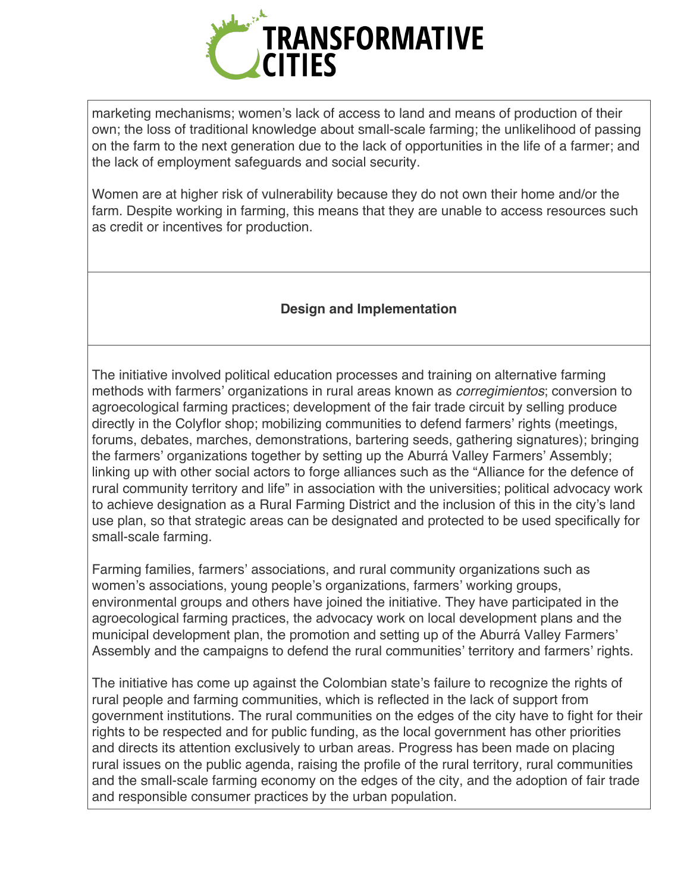marketing mechanisms; women's lack of access to land and means of production of their own; the loss of traditional knowledge about small-scale farming; the unlikelihood of passing on the farm to the next generation due to the lack of opportunities in the life of a farmer; and the lack of employment safeguards and social security.

Women are at higher risk of vulnerability because they do not own their home and/or the farm. Despite working in farming, this means that they are unable to access resources such as credit or incentives for production.

## Design and Implementation

The initiative involved political education processes and training on alternative farming methods with farmers' organizations in rural areas known as *corregimientos*; conversion to agroecological farming practices; development of the fair trade circuit by selling produce directly in the Colyflor shop; mobilizing communities to defend farmers' rights (meetings, forums, debates, marches, demonstrations, bartering seeds, gathering signatures); bringing the farmers' organizations together by setting up the Aburrá Valley Farmers' Assembly; linking up with other social actors to forge alliances such as the "Alliance for the defence of rural community territory and life" in association with the universities; political advocacy work to achieve designation as a Rural Farming District and the inclusion of this in the city's land use plan, so that strategic areas can be designated and protected to be used specifically for small-scale farming.

Farming families, farmers' associations, and rural community organizations such as women's associations, young people's organizations, farmers' working groups, environmental groups and others have joined the initiative. They have participated in the agroecological farming practices, the advocacy work on local development plans and the municipal development plan, the promotion and setting up of the Aburrá Valley Farmers' Assembly and the campaigns to defend the rural communities' territory and farmers' rights.

The initiative has come up against the Colombian state's failure to recognize the rights of rural people and farming communities, which is reflected in the lack of support from government institutions. The rural communities on the edges of the city have to fight for their rights to be respected and for public funding, as the local government has other priorities and directs its attention exclusively to urban areas. Progress has been made on placing rural issues on the public agenda, raising the profile of the rural territory, rural communities and the small-scale farming economy on the edges of the city, and the adoption of fair trade and responsible consumer practices by the urban population.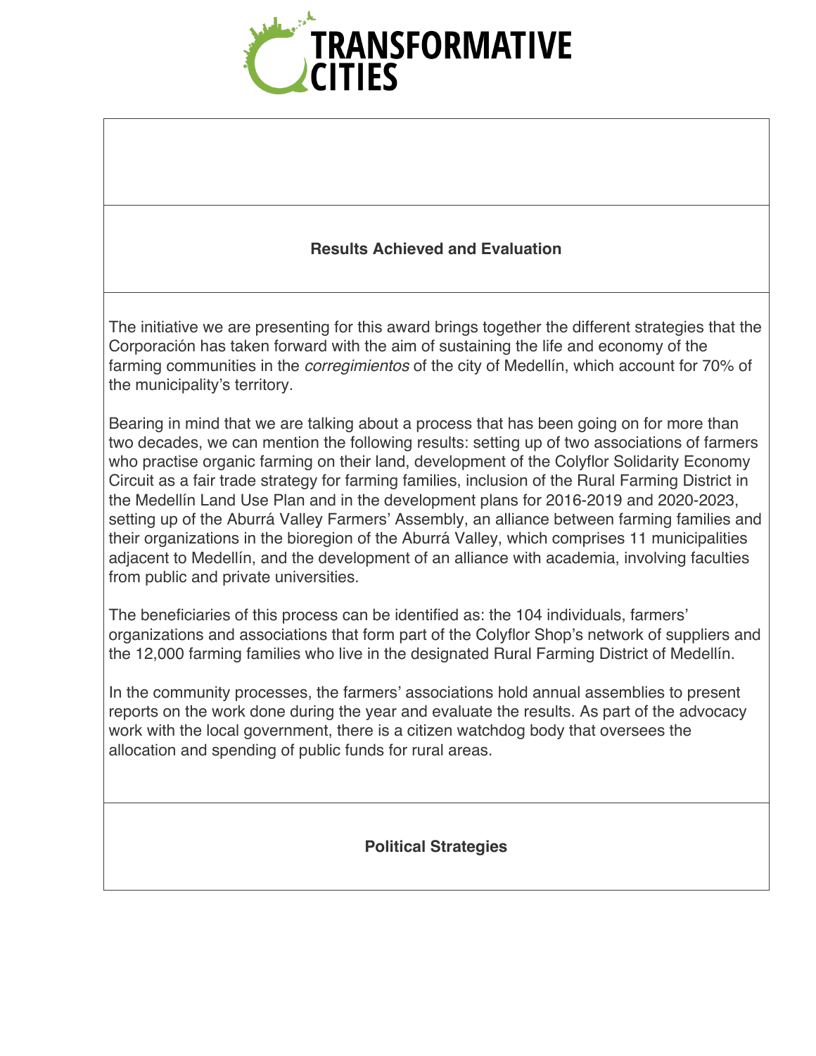## Results Achieved and Evaluation

The initiative we are presenting for this award brings together the different strategies that the Corporación has taken forward with the aim of sustaining the life and economy of the farming communities in the *corregimientos* of the city of Medellín, which account for 70% of the municipality's territory.

Bearing in mind that we are talking about a process that has been going on for more than two decades, we can mention the following results: setting up of two associations of farmers who practise organic farming on their land, development of the Colyflor Solidarity Economy Circuit as a fair trade strategy for farming families, inclusion of the Rural Farming District in the Medellín Land Use Plan and in the development plans for 2016-2019 and 2020-2023, setting up of the Aburrá Valley Farmers' Assembly, an alliance between farming families and their organizations in the bioregion of the Aburrá Valley, which comprises 11 municipalities adjacent to Medellín, and the development of an alliance with academia, involving faculties from public and private universities.

The beneficiaries of this process can be identified as: the 104 individuals, farmers' organizations and associations that form part of the Colyflor Shop's network of suppliers and the 12,000 farming families who live in the designated Rural Farming District of Medellín.

In the community processes, the farmers' associations hold annual assemblies to present reports on the work done during the year and evaluate the results. As part of the advocacy work with the local government, there is a citizen watchdog body that oversees the allocation and spending of public funds for rural areas.

## Political Strategies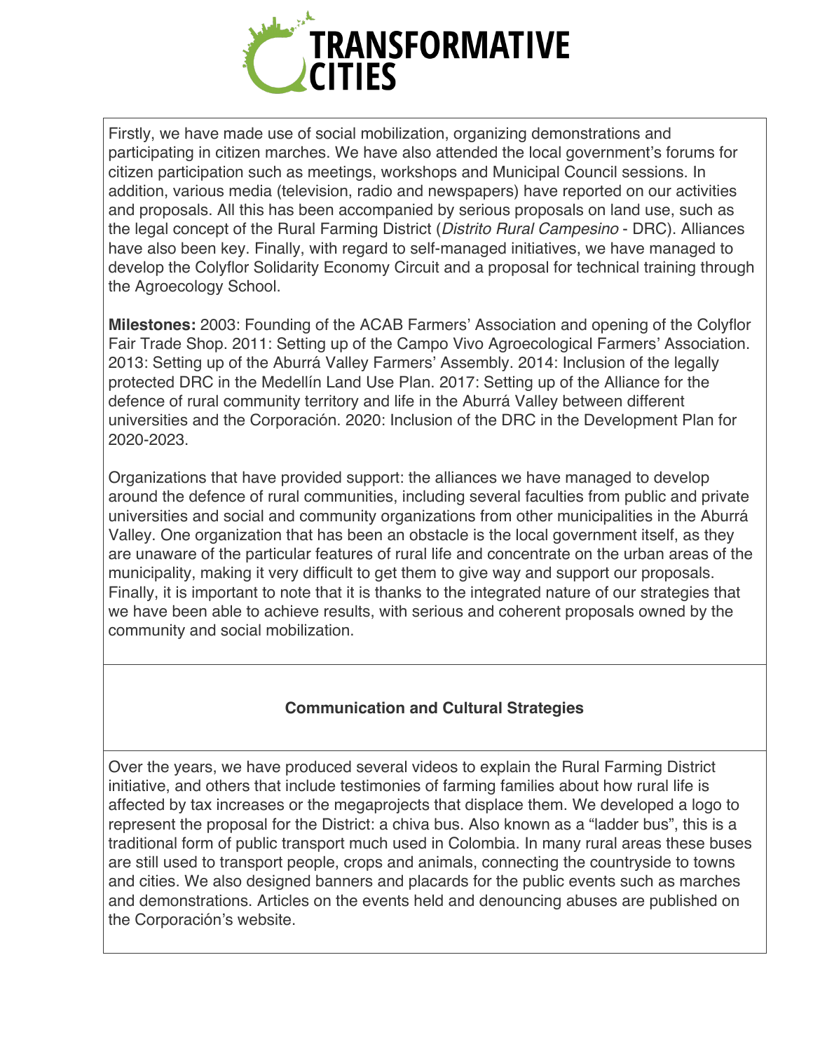Firstly, we have made use of social mobilization, organizing demonstrations and participating in citizen marches. We have also attended the local government's forums for citizen participation such as meetings, workshops and Municipal Council sessions. In addition, various media (television, radio and newspapers) have reported on our activities and proposals. All this has been accompanied by serious proposals on land use, such as the legal concept of the Rural Farming District (*Distrito Rural Campesino* - DRC). Alliances have also been key. Finally, with regard to self-managed initiatives, we have managed to develop the Colyflor Solidarity Economy Circuit and a proposal for technical training through the Agroecology School.

**Milestones:** 2003: Founding of the ACAB Farmers' Association and opening of the Colyflor Fair Trade Shop. 2011: Setting up of the Campo Vivo Agroecological Farmers' Association. 2013: Setting up of the Aburrá Valley Farmers' Assembly. 2014: Inclusion of the legally protected DRC in the Medellín Land Use Plan. 2017: Setting up of the Alliance for the defence of rural community territory and life in the Aburrá Valley between different universities and the Corporación. 2020: Inclusion of the DRC in the Development Plan for 2020-2023.

Organizations that have provided support: the alliances we have managed to develop around the defence of rural communities, including several faculties from public and private universities and social and community organizations from other municipalities in the Aburrá Valley. One organization that has been an obstacle is the local government itself, as they are unaware of the particular features of rural life and concentrate on the urban areas of the municipality, making it very difficult to get them to give way and support our proposals. Finally, it is important to note that it is thanks to the integrated nature of our strategies that we have been able to achieve results, with serious and coherent proposals owned by the community and social mobilization.

**Communication and Cultural Strategies**

Over the years, we have produced several videos to explain the Rural Farming District initiative, and others that include testimonies of farming families about how rural life is affected by tax increases or the megaprojects that displace them. We developed a logo to represent the proposal for the District: a chiva bus. Also known as a "ladder bus", this is a traditional form of public transport much used in Colombia. In many rural areas these buses are still used to transport people, crops and animals, connecting the countryside to towns and cities. We also designed banners and placards for the public events such as marches and demonstrations. Articles on the events held and denouncing abuses are published on the Corporación's website.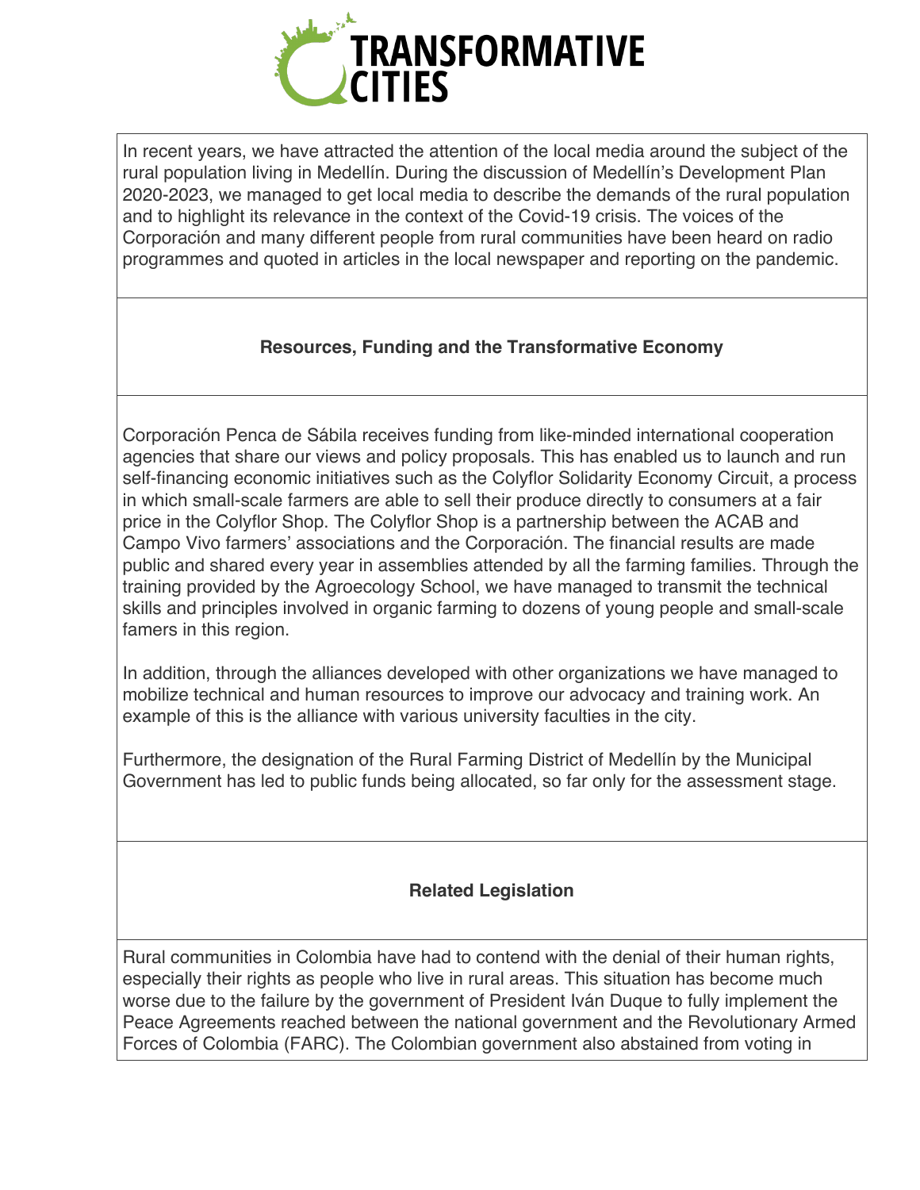In recent years, we have attracted the attention of the local media around the subject of the rural population living in Medellín. During the discussion of Medellín's Development Plan 2020-2023, we managed to get local media to describe the demands of the rural population and to highlight its relevance in the context of the Covid-19 crisis. The voices of the Corporación and many different people from rural communities have been heard on radio programmes and quoted in articles in the local newspaper and reporting on the pandemic.

**Resources, Funding and the Transformative Economy**

Corporación Penca de Sábila receives funding from like-minded international cooperation agencies that share our views and policy proposals. This has enabled us to launch and run self-financing economic initiatives such as the Colyflor Solidarity Economy Circuit, a process in which small-scale farmers are able to sell their produce directly to consumers at a fair price in the Colyflor Shop. The Colyflor Shop is a partnership between the ACAB and Campo Vivo farmers' associations and the Corporación. The financial results are made public and shared every year in assemblies attended by all the farming families. Through the training provided by the Agroecology School, we have managed to transmit the technical skills and principles involved in organic farming to dozens of young people and small-scale famers in this region.

In addition, through the alliances developed with other organizations we have managed to mobilize technical and human resources to improve our advocacy and training work. An example of this is the alliance with various university faculties in the city.

Furthermore, the designation of the Rural Farming District of Medellín by the Municipal Government has led to public funds being allocated, so far only for the assessment stage.

**Related Legislation**

Rural communities in Colombia have had to contend with the denial of their human rights, especially their rights as people who live in rural areas. This situation has become much worse due to the failure by the government of President Iván Duque to fully implement the Peace Agreements reached between the national government and the Revolutionary Armed Forces of Colombia (FARC). The Colombian government also abstained from voting in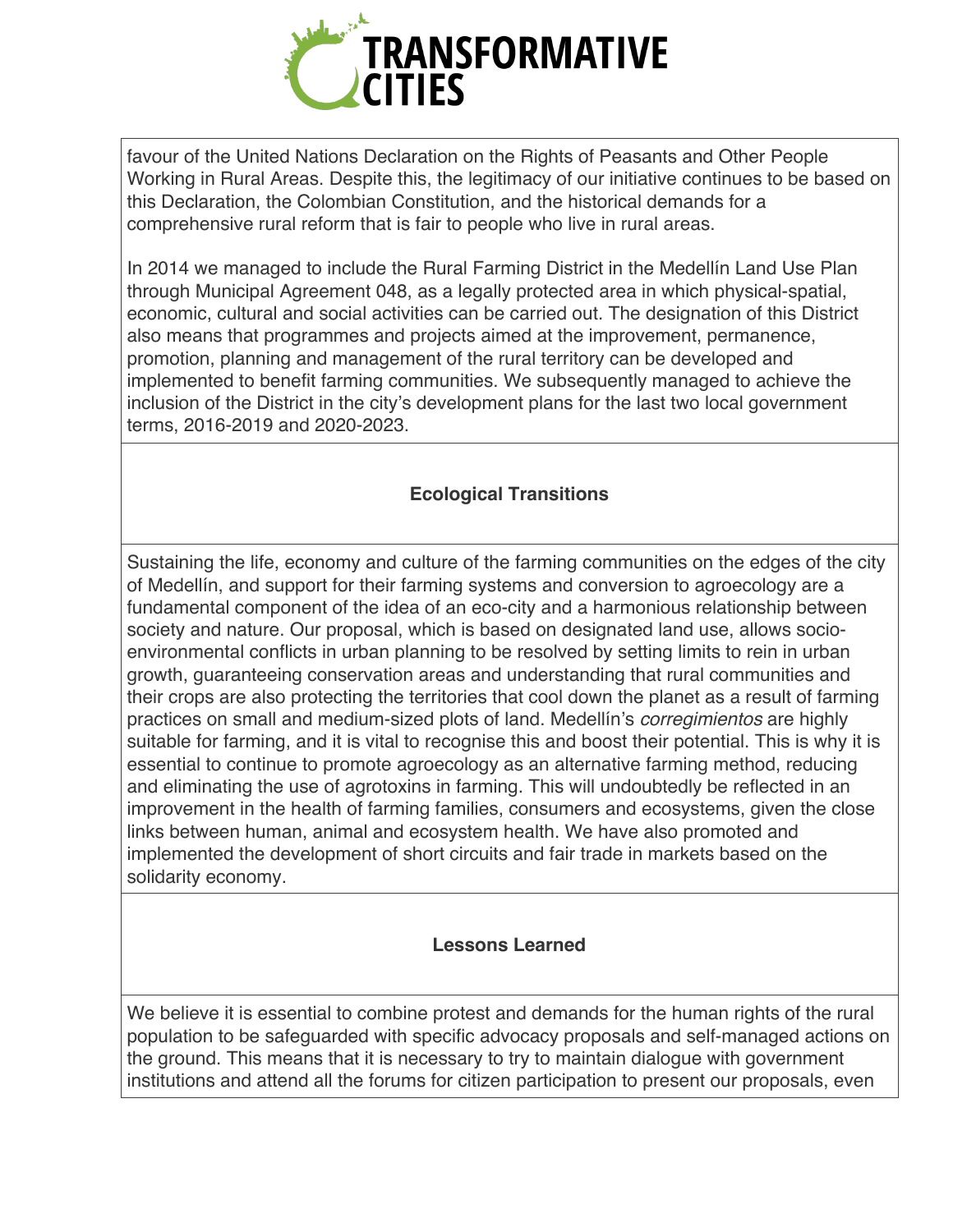favour of the United Nations Declaration on the Rights of Peasants and Other People Working in Rural Areas. Despite this, the legitimacy of our initiative continues to be based on this Declaration, the Colombian Constitution, and the historical demands for a comprehensive rural reform that is fair to people who live in rural areas.

In 2014 we managed to include the Rural Farming District in the Medellín Land Use Plan through Municipal Agreement 048, as a legally protected area in which physical-spatial, economic, cultural and social activities can be carried out. The designation of this District also means that programmes and projects aimed at the improvement, permanence, promotion, planning and management of the rural territory can be developed and implemented to benefit farming communities. We subsequently managed to achieve the inclusion of the District in the city's development plans for the last two local government terms, 2016-2019 and 2020-2023.

## Ecological Transitions

Sustaining the life, economy and culture of the farming communities on the edges of the city of Medellín, and support for their farming systems and conversion to agroecology are a fundamental component of the idea of an eco-city and a harmonious relationship between society and nature. Our proposal, which is based on designated land use, allows socio-environmental conflicts in urban planning to be resolved by setting limits to rein in urban growth, guaranteeing conservation areas and understanding that rural communities and their crops are also protecting the territories that cool down the planet as a result of farming practices on small and medium-sized plots of land. Medellín's *corregimientos* are highly suitable for farming, and it is vital to recognise this and boost their potential. This is why it is essential to continue to promote agroecology as an alternative farming method, reducing and eliminating the use of agrotoxins in farming. This will undoubtedly be reflected in an improvement in the health of farming families, consumers and ecosystems, given the close links between human, animal and ecosystem health. We have also promoted and implemented the development of short circuits and fair trade in markets based on the solidarity economy.

## Lessons Learned

We believe it is essential to combine protest and demands for the human rights of the rural population to be safeguarded with specific advocacy proposals and self-managed actions on the ground. This means that it is necessary to try to maintain dialogue with government institutions and attend all the forums for citizen participation to present our proposals, even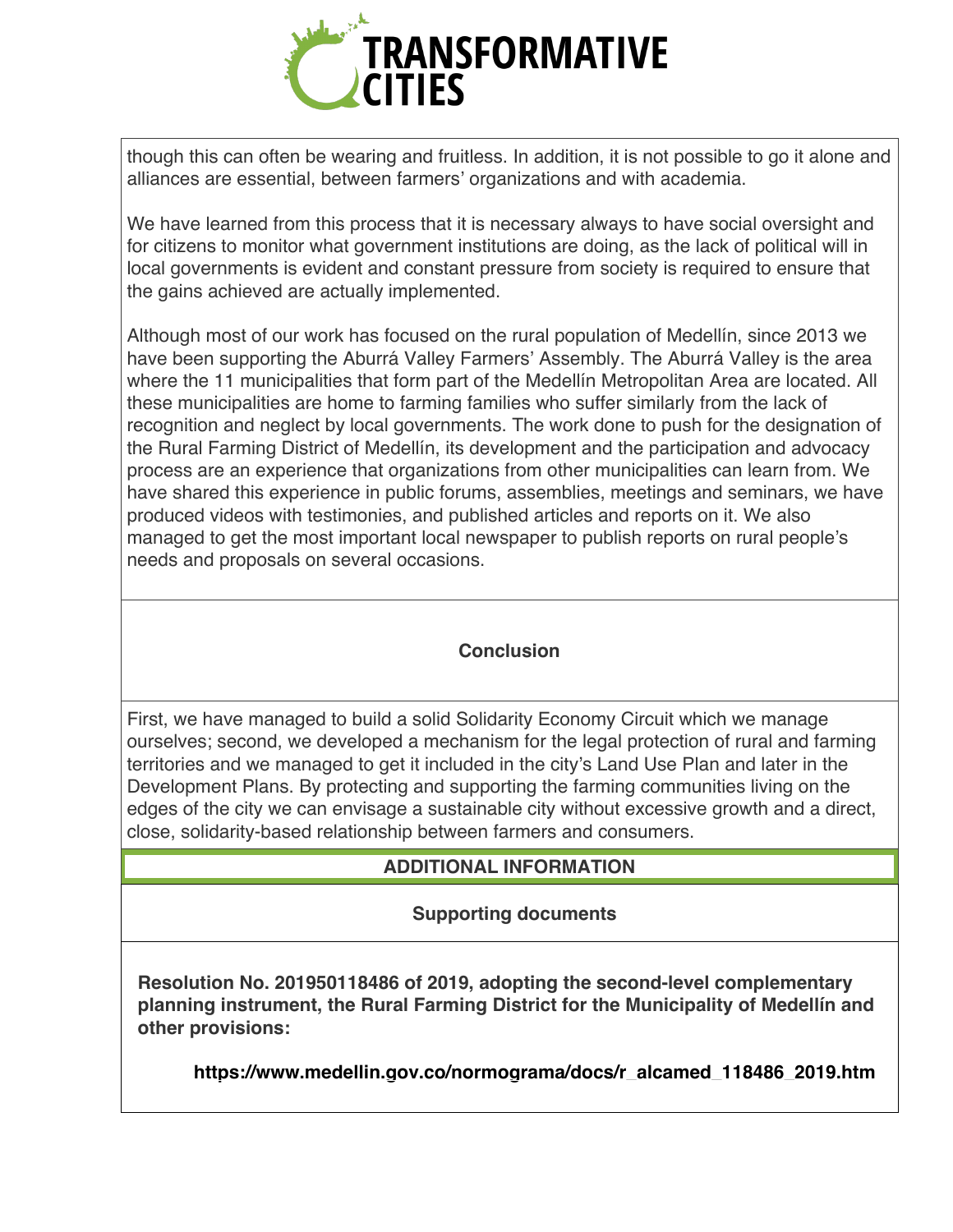though this can often be wearing and fruitless. In addition, it is not possible to go it alone and alliances are essential, between farmers' organizations and with academia.

We have learned from this process that it is necessary always to have social oversight and for citizens to monitor what government institutions are doing, as the lack of political will in local governments is evident and constant pressure from society is required to ensure that the gains achieved are actually implemented.

Although most of our work has focused on the rural population of Medellín, since 2013 we have been supporting the Aburrá Valley Farmers' Assembly. The Aburrá Valley is the area where the 11 municipalities that form part of the Medellín Metropolitan Area are located. All these municipalities are home to farming families who suffer similarly from the lack of recognition and neglect by local governments. The work done to push for the designation of the Rural Farming District of Medellín, its development and the participation and advocacy process are an experience that organizations from other municipalities can learn from. We have shared this experience in public forums, assemblies, meetings and seminars, we have produced videos with testimonies, and published articles and reports on it. We also managed to get the most important local newspaper to publish reports on rural people's needs and proposals on several occasions.

## Conclusion

First, we have managed to build a solid Solidarity Economy Circuit which we manage ourselves; second, we developed a mechanism for the legal protection of rural and farming territories and we managed to get it included in the city's Land Use Plan and later in the Development Plans. By protecting and supporting the farming communities living on the edges of the city we can envisage a sustainable city without excessive growth and a direct, close, solidarity-based relationship between farmers and consumers.

## ADDITIONAL INFORMATION

### Supporting documents

**Resolution No. 201950118486 of 2019, adopting the second-level complementary planning instrument, the Rural Farming District for the Municipality of Medellín and other provisions:**

**https://www.medellin.gov.co/normograma/docs/r_alcamed_118486_2019.htm**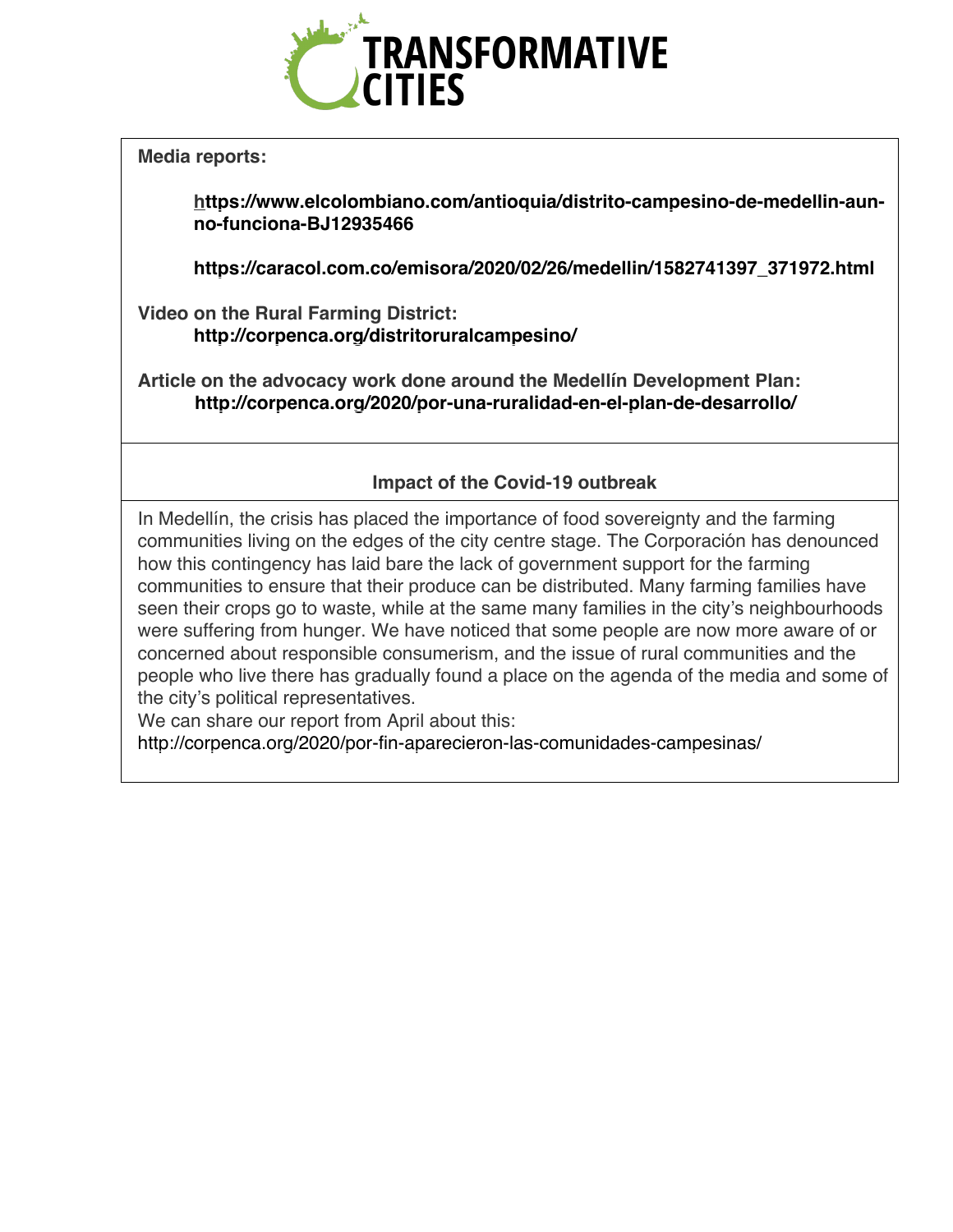**Media reports:**

**https://www.elcolombiano.com/antioquia/distrito-campesino-de-medellin-aun-no-funciona-BJ12935466**

**https://caracol.com.co/emisora/2020/02/26/medellin/1582741397_371972.html**

**Video on the Rural Farming District:**
**http://corpenca.org/distritoruralcampesino/**

**Article on the advocacy work done around the Medellín Development Plan:**
**http://corpenca.org/2020/por-una-ruralidad-en-el-plan-de-desarrollo/**

**Impact of the Covid-19 outbreak**

In Medellín, the crisis has placed the importance of food sovereignty and the farming communities living on the edges of the city centre stage. The Corporación has denounced how this contingency has laid bare the lack of government support for the farming communities to ensure that their produce can be distributed. Many farming families have seen their crops go to waste, while at the same many families in the city's neighbourhoods were suffering from hunger. We have noticed that some people are now more aware of or concerned about responsible consumerism, and the issue of rural communities and the people who live there has gradually found a place on the agenda of the media and some of the city's political representatives.
We can share our report from April about this:
http://corpenca.org/2020/por-fin-aparecieron-las-comunidades-campesinas/